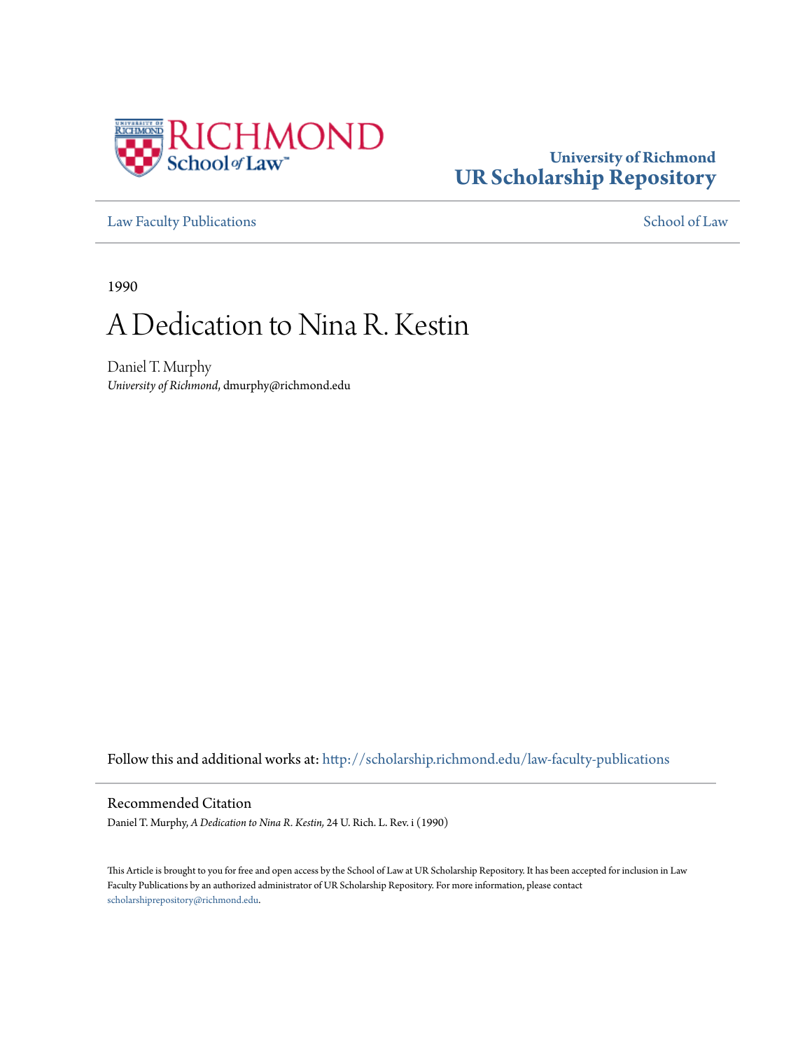University of Richmond
**UR Scholarship Repository**

Law Faculty Publications | School of Law

1990

# A Dedication to Nina R. Kestin

Daniel T. Murphy
*University of Richmond*, dmurphy@richmond.edu

Follow this and additional works at: http://scholarship.richmond.edu/law-faculty-publications

## Recommended Citation

Daniel T. Murphy, *A Dedication to Nina R. Kestin,* 24 U. Rich. L. Rev. i (1990)

This Article is brought to you for free and open access by the School of Law at UR Scholarship Repository. It has been accepted for inclusion in Law Faculty Publications by an authorized administrator of UR Scholarship Repository. For more information, please contact scholarshiprepository@richmond.edu.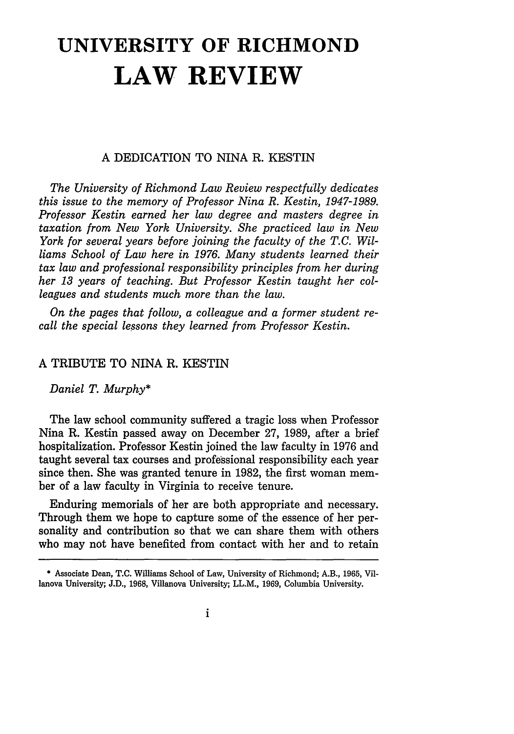# UNIVERSITY OF RICHMOND

# LAW REVIEW

## A DEDICATION TO NINA R. KESTIN

*The University of Richmond Law Review respectfully dedicates this issue to the memory of Professor Nina R. Kestin, 1947-1989. Professor Kestin earned her law degree and masters degree in taxation from New York University. She practiced law in New York for several years before joining the faculty of the T.C. Williams School of Law here in 1976. Many students learned their tax law and professional responsibility principles from her during her 13 years of teaching. But Professor Kestin taught her colleagues and students much more than the law.*

*On the pages that follow, a colleague and a former student recall the special lessons they learned from Professor Kestin.*

## A TRIBUTE TO NINA R. KESTIN

*Daniel T. Murphy**

The law school community suffered a tragic loss when Professor Nina R. Kestin passed away on December 27, 1989, after a brief hospitalization. Professor Kestin joined the law faculty in 1976 and taught several tax courses and professional responsibility each year since then. She was granted tenure in 1982, the first woman member of a law faculty in Virginia to receive tenure.

Enduring memorials of her are both appropriate and necessary. Through them we hope to capture some of the essence of her personality and contribution so that we can share them with others who may not have benefited from contact with her and to retain

---

* Associate Dean, T.C. Williams School of Law, University of Richmond; A.B., 1965, Villanova University; J.D., 1968, Villanova University; LL.M., 1969, Columbia University.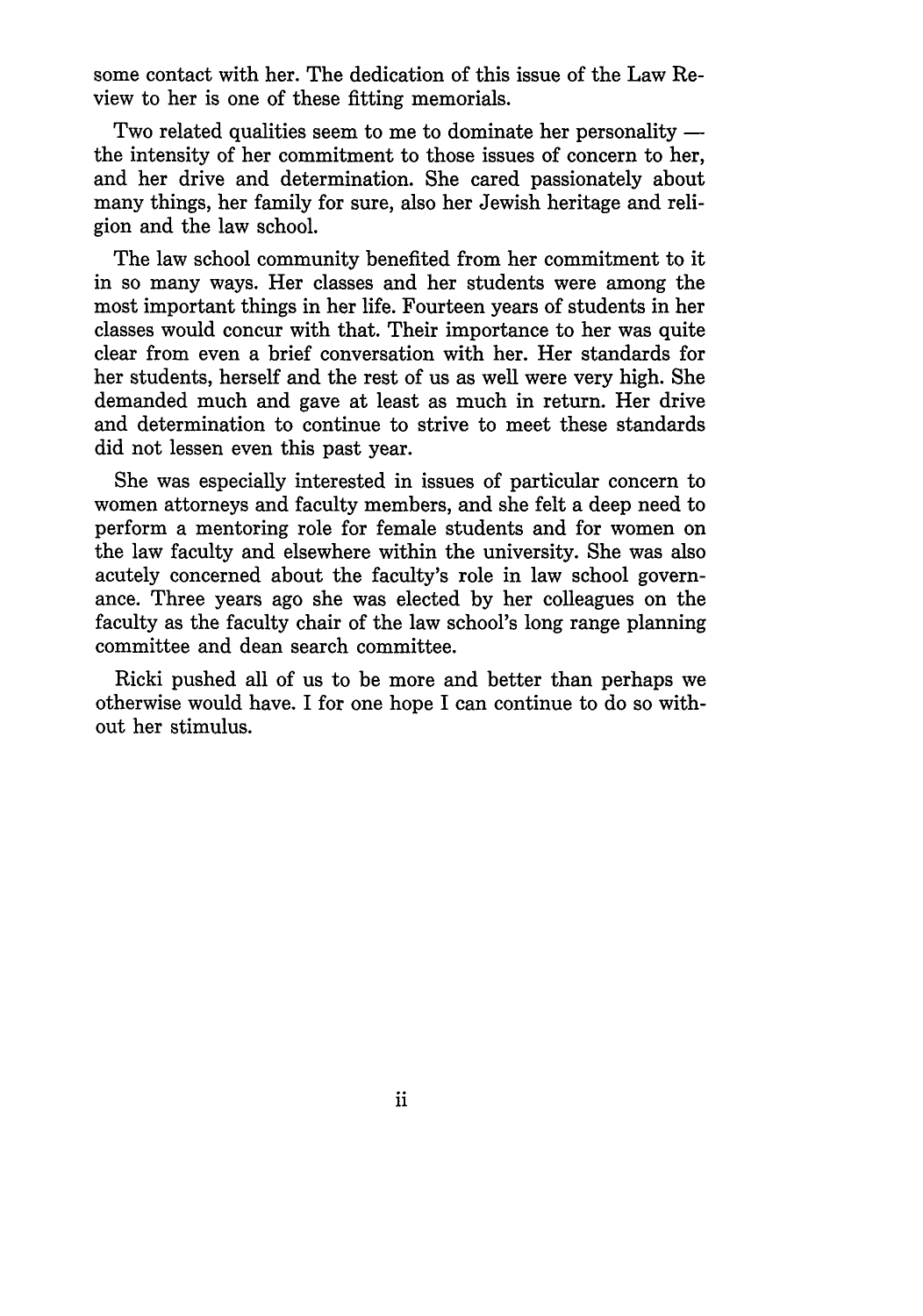some contact with her. The dedication of this issue of the Law Review to her is one of these fitting memorials.

Two related qualities seem to me to dominate her personality — the intensity of her commitment to those issues of concern to her, and her drive and determination. She cared passionately about many things, her family for sure, also her Jewish heritage and religion and the law school.

The law school community benefited from her commitment to it in so many ways. Her classes and her students were among the most important things in her life. Fourteen years of students in her classes would concur with that. Their importance to her was quite clear from even a brief conversation with her. Her standards for her students, herself and the rest of us as well were very high. She demanded much and gave at least as much in return. Her drive and determination to continue to strive to meet these standards did not lessen even this past year.

She was especially interested in issues of particular concern to women attorneys and faculty members, and she felt a deep need to perform a mentoring role for female students and for women on the law faculty and elsewhere within the university. She was also acutely concerned about the faculty's role in law school governance. Three years ago she was elected by her colleagues on the faculty as the faculty chair of the law school's long range planning committee and dean search committee.

Ricki pushed all of us to be more and better than perhaps we otherwise would have. I for one hope I can continue to do so without her stimulus.